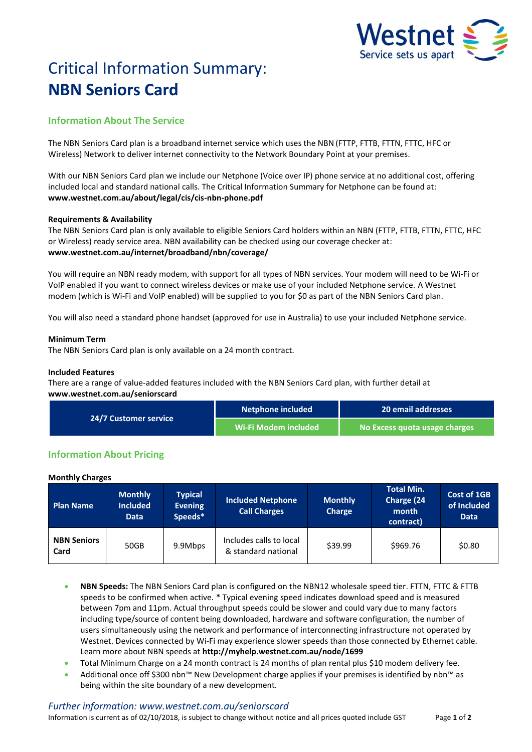# Critical Information Summary: **NBN Seniors Card**

## Information About The Service

The NBN Seniors Card plan is a broadband internet service which uses the NBN (FTTP, FTTB, FTTN, FTTC, HFC or Wireless) Network to deliver internet connectivity to the Network Boundary Point at your premises.

With our NBN Seniors Card plan we include our Netphone (Voice over IP) phone service at no additional cost, offering included local and standard national calls. The Critical Information Summary for Netphone can be found at: **www.westnet.com.au/about/legal/cis/cis-nbn-phone.pdf**

**Requirements & Availability**

The NBN Seniors Card plan is only available to eligible Seniors Card holders within an NBN (FTTP, FTTB, FTTN, FTTC, HFC or Wireless) ready service area. NBN availability can be checked using our coverage checker at: **www.westnet.com.au/internet/broadband/nbn/coverage/**

You will require an NBN ready modem, with support for all types of NBN services. Your modem will need to be Wi-Fi or VoIP enabled if you want to connect wireless devices or make use of your included Netphone service. A Westnet modem (which is Wi-Fi and VoIP enabled) will be supplied to you for $0 as part of the NBN Seniors Card plan.

You will also need a standard phone handset (approved for use in Australia) to use your included Netphone service.

**Minimum Term**

The NBN Seniors Card plan is only available on a 24 month contract.

**Included Features**

There are a range of value-added features included with the NBN Seniors Card plan, with further detail at **www.westnet.com.au/seniorscard**

| 24/7 Customer service | Netphone included | 20 email addresses |
|---|---|---|
| | Wi-Fi Modem included | No Excess quota usage charges |

## Information About Pricing

**Monthly Charges**

| Plan Name | Monthly Included Data | Typical Evening Speeds* | Included Netphone Call Charges | Monthly Charge | Total Min. Charge (24 month contract) | Cost of 1GB of Included Data |
|---|---|---|---|---|---|---|
| **NBN Seniors Card** | 50GB | 9.9Mbps | Includes calls to local & standard national | $39.99 | $969.76 | $0.80 |

- **NBN Speeds:** The NBN Seniors Card plan is configured on the NBN12 wholesale speed tier. FTTN, FTTC & FTTB speeds to be confirmed when active. * Typical evening speed indicates download speed and is measured between 7pm and 11pm. Actual throughput speeds could be slower and could vary due to many factors including type/source of content being downloaded, hardware and software configuration, the number of users simultaneously using the network and performance of interconnecting infrastructure not operated by Westnet. Devices connected by Wi-Fi may experience slower speeds than those connected by Ethernet cable. Learn more about NBN speeds at **http://myhelp.westnet.com.au/node/1699**
- Total Minimum Charge on a 24 month contract is 24 months of plan rental plus $10 modem delivery fee.
- Additional once off $300 nbn™ New Development charge applies if your premises is identified by nbn™ as being within the site boundary of a new development.

*Further information: www.westnet.com.au/seniorscard*

Information is current as of 02/10/2018, is subject to change without notice and all prices quoted include GST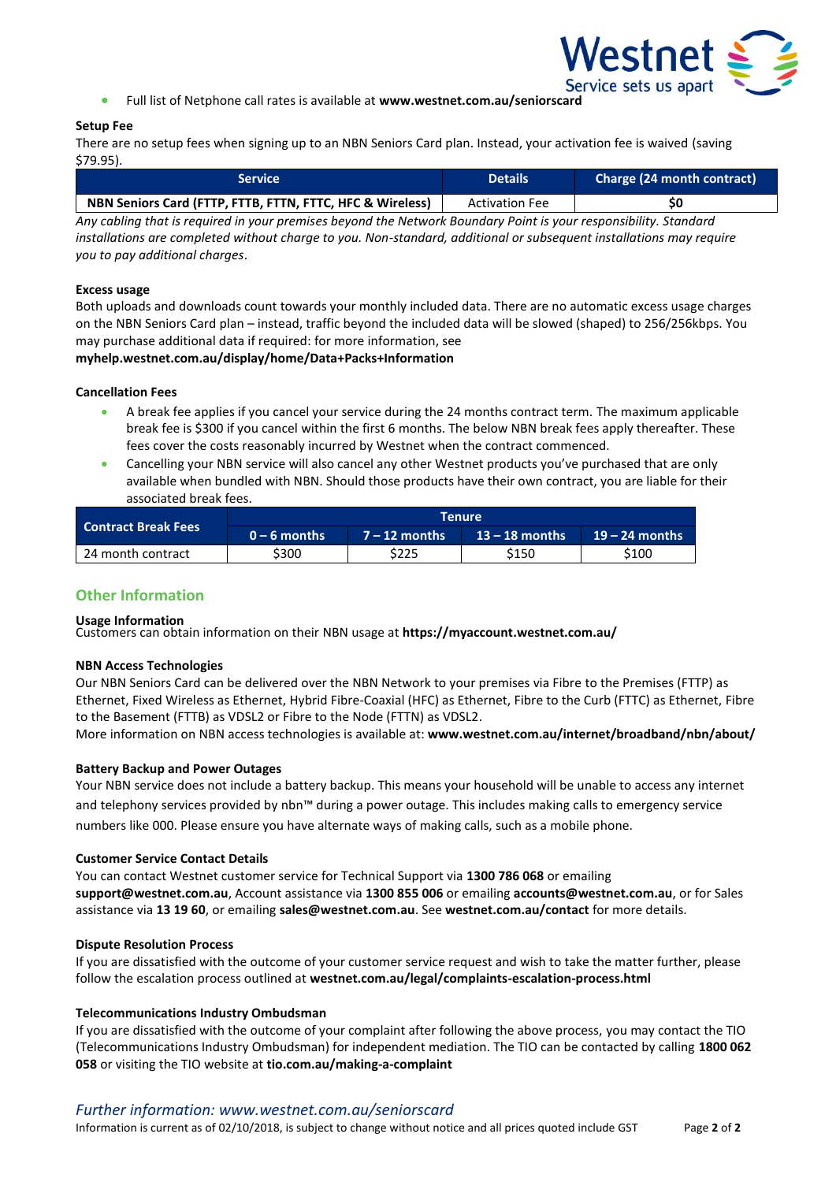- Full list of Netphone call rates is available at **www.westnet.com.au/seniorscard**

**Setup Fee**

There are no setup fees when signing up to an NBN Seniors Card plan. Instead, your activation fee is waived (saving $79.95).

| Service | Details | Charge (24 month contract) |
|---|---|---|
| **NBN Seniors Card (FTTP, FTTB, FTTN, FTTC, HFC & Wireless)** | Activation Fee | **$0** |

*Any cabling that is required in your premises beyond the Network Boundary Point is your responsibility. Standard installations are completed without charge to you. Non-standard, additional or subsequent installations may require you to pay additional charges*.

**Excess usage**

Both uploads and downloads count towards your monthly included data. There are no automatic excess usage charges on the NBN Seniors Card plan – instead, traffic beyond the included data will be slowed (shaped) to 256/256kbps. You may purchase additional data if required: for more information, see **myhelp.westnet.com.au/display/home/Data+Packs+Information**

**Cancellation Fees**

- A break fee applies if you cancel your service during the 24 months contract term. The maximum applicable break fee is $300 if you cancel within the first 6 months. The below NBN break fees apply thereafter. These fees cover the costs reasonably incurred by Westnet when the contract commenced.
- Cancelling your NBN service will also cancel any other Westnet products you've purchased that are only available when bundled with NBN. Should those products have their own contract, you are liable for their associated break fees.

| Contract Break Fees | Tenure | | | |
|---|---|---|---|---|
| | **0 – 6 months** | **7 – 12 months** | **13 – 18 months** | **19 – 24 months** |
| 24 month contract | $300 | $225 | $150 | $100 |

## Other Information

**Usage Information**

Customers can obtain information on their NBN usage at **https://myaccount.westnet.com.au/**

**NBN Access Technologies**

Our NBN Seniors Card can be delivered over the NBN Network to your premises via Fibre to the Premises (FTTP) as Ethernet, Fixed Wireless as Ethernet, Hybrid Fibre-Coaxial (HFC) as Ethernet, Fibre to the Curb (FTTC) as Ethernet, Fibre to the Basement (FTTB) as VDSL2 or Fibre to the Node (FTTN) as VDSL2.

More information on NBN access technologies is available at: **www.westnet.com.au/internet/broadband/nbn/about/**

**Battery Backup and Power Outages**

Your NBN service does not include a battery backup. This means your household will be unable to access any internet and telephony services provided by nbn™ during a power outage. This includes making calls to emergency service numbers like 000. Please ensure you have alternate ways of making calls, such as a mobile phone.

**Customer Service Contact Details**

You can contact Westnet customer service for Technical Support via **1300 786 068** or emailing **support@westnet.com.au**, Account assistance via **1300 855 006** or emailing **accounts@westnet.com.au**, or for Sales assistance via **13 19 60**, or emailing **sales@westnet.com.au**. See **westnet.com.au/contact** for more details.

**Dispute Resolution Process**

If you are dissatisfied with the outcome of your customer service request and wish to take the matter further, please follow the escalation process outlined at **westnet.com.au/legal/complaints-escalation-process.html**

**Telecommunications Industry Ombudsman**

If you are dissatisfied with the outcome of your complaint after following the above process, you may contact the TIO (Telecommunications Industry Ombudsman) for independent mediation. The TIO can be contacted by calling **1800 062 058** or visiting the TIO website at **tio.com.au/making-a-complaint**

*Further information: www.westnet.com.au/seniorscard*

Information is current as of 02/10/2018, is subject to change without notice and all prices quoted include GST